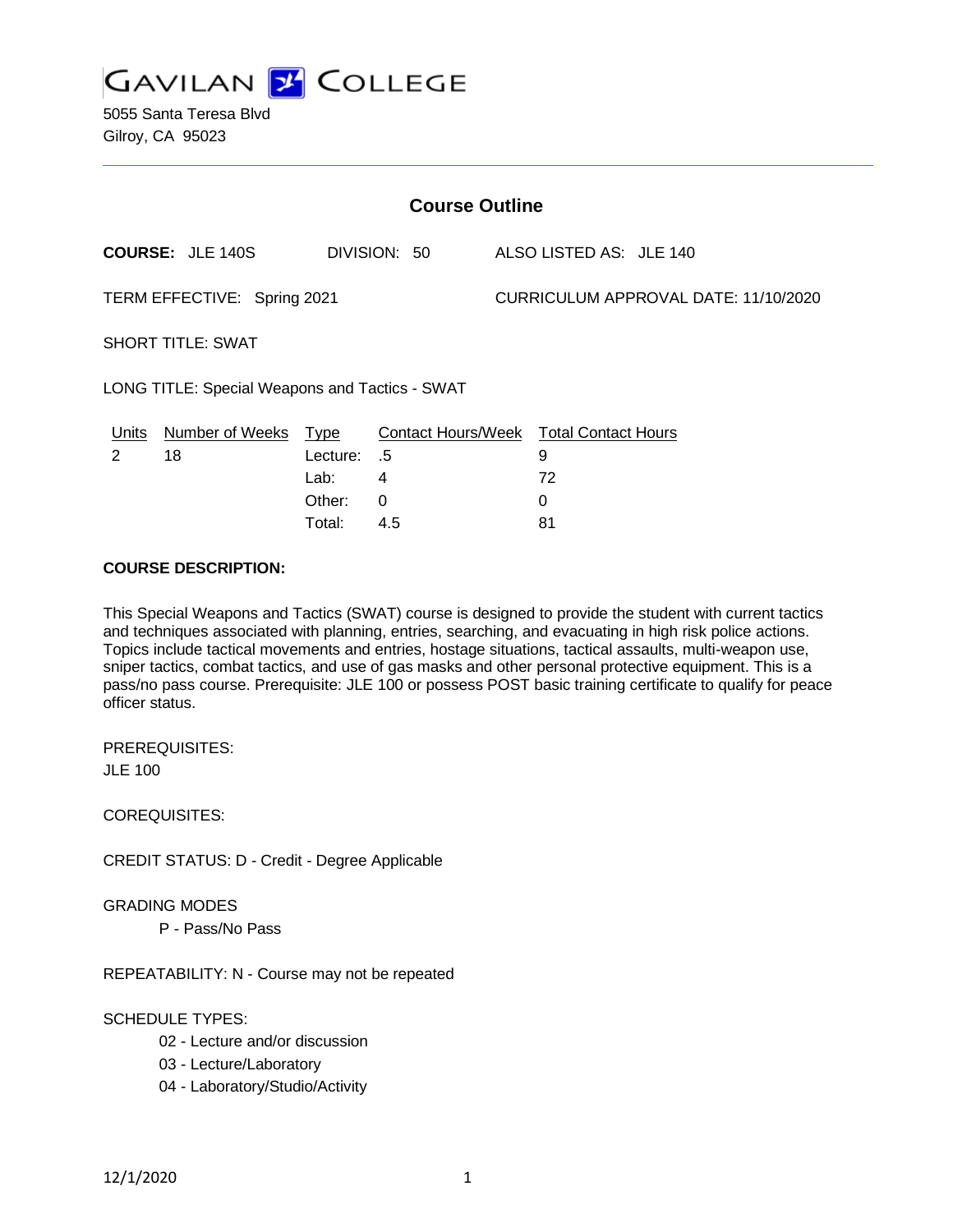# GAVILAN COLLEGE

5055 Santa Teresa Blvd
Gilroy, CA 95023

## Course Outline

**COURSE:** JLE 140S    DIVISION: 50    ALSO LISTED AS: JLE 140

TERM EFFECTIVE: Spring 2021    CURRICULUM APPROVAL DATE: 11/10/2020

SHORT TITLE: SWAT

LONG TITLE: Special Weapons and Tactics - SWAT

| Units | Number of Weeks | Type | Contact Hours/Week | Total Contact Hours |
|---|---|---|---|---|
| 2 | 18 | Lecture: | .5 | 9 |
| | | Lab: | 4 | 72 |
| | | Other: | 0 | 0 |
| | | Total: | 4.5 | 81 |

**COURSE DESCRIPTION:**

This Special Weapons and Tactics (SWAT) course is designed to provide the student with current tactics and techniques associated with planning, entries, searching, and evacuating in high risk police actions. Topics include tactical movements and entries, hostage situations, tactical assaults, multi-weapon use, sniper tactics, combat tactics, and use of gas masks and other personal protective equipment. This is a pass/no pass course. Prerequisite: JLE 100 or possess POST basic training certificate to qualify for peace officer status.

PREREQUISITES:
JLE 100

COREQUISITES:

CREDIT STATUS: D - Credit - Degree Applicable

GRADING MODES
- P - Pass/No Pass

REPEATABILITY: N - Course may not be repeated

SCHEDULE TYPES:
- 02 - Lecture and/or discussion
- 03 - Lecture/Laboratory
- 04 - Laboratory/Studio/Activity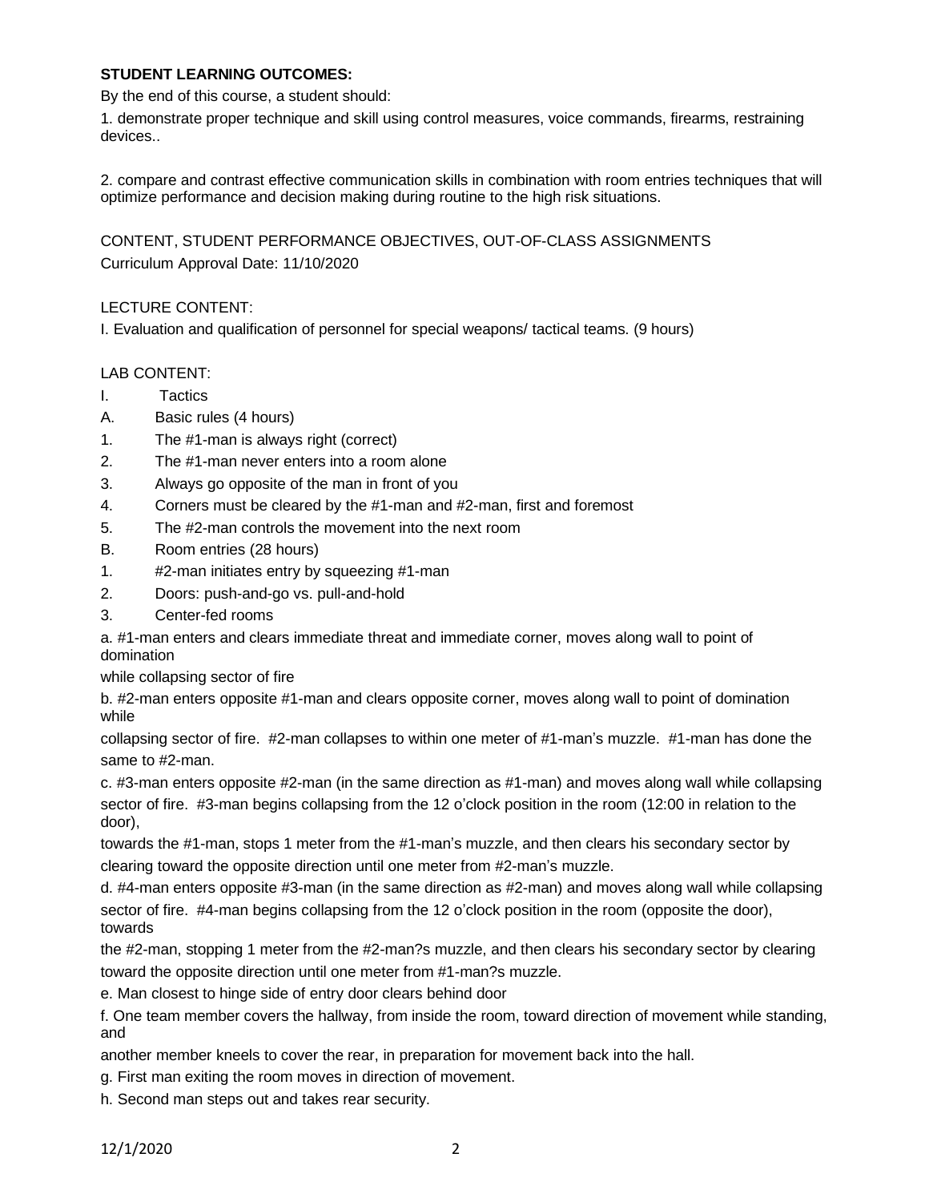**STUDENT LEARNING OUTCOMES:**

By the end of this course, a student should:

1. demonstrate proper technique and skill using control measures, voice commands, firearms, restraining devices..

2. compare and contrast effective communication skills in combination with room entries techniques that will optimize performance and decision making during routine to the high risk situations.

CONTENT, STUDENT PERFORMANCE OBJECTIVES, OUT-OF-CLASS ASSIGNMENTS

Curriculum Approval Date: 11/10/2020

LECTURE CONTENT:

I. Evaluation and qualification of personnel for special weapons/ tactical teams. (9 hours)

LAB CONTENT:

I. Tactics

A. Basic rules (4 hours)

1. The #1-man is always right (correct)

2. The #1-man never enters into a room alone

3. Always go opposite of the man in front of you

4. Corners must be cleared by the #1-man and #2-man, first and foremost

5. The #2-man controls the movement into the next room

B. Room entries (28 hours)

1. #2-man initiates entry by squeezing #1-man

2. Doors: push-and-go vs. pull-and-hold

3. Center-fed rooms

a. #1-man enters and clears immediate threat and immediate corner, moves along wall to point of domination while collapsing sector of fire

b. #2-man enters opposite #1-man and clears opposite corner, moves along wall to point of domination while collapsing sector of fire. #2-man collapses to within one meter of #1-man's muzzle. #1-man has done the same to #2-man.

c. #3-man enters opposite #2-man (in the same direction as #1-man) and moves along wall while collapsing sector of fire. #3-man begins collapsing from the 12 o'clock position in the room (12:00 in relation to the door), towards the #1-man, stops 1 meter from the #1-man's muzzle, and then clears his secondary sector by clearing toward the opposite direction until one meter from #2-man's muzzle.

d. #4-man enters opposite #3-man (in the same direction as #2-man) and moves along wall while collapsing sector of fire. #4-man begins collapsing from the 12 o'clock position in the room (opposite the door), towards the #2-man, stopping 1 meter from the #2-man?s muzzle, and then clears his secondary sector by clearing toward the opposite direction until one meter from #1-man?s muzzle.

e. Man closest to hinge side of entry door clears behind door

f. One team member covers the hallway, from inside the room, toward direction of movement while standing, and another member kneels to cover the rear, in preparation for movement back into the hall.

g. First man exiting the room moves in direction of movement.

h. Second man steps out and takes rear security.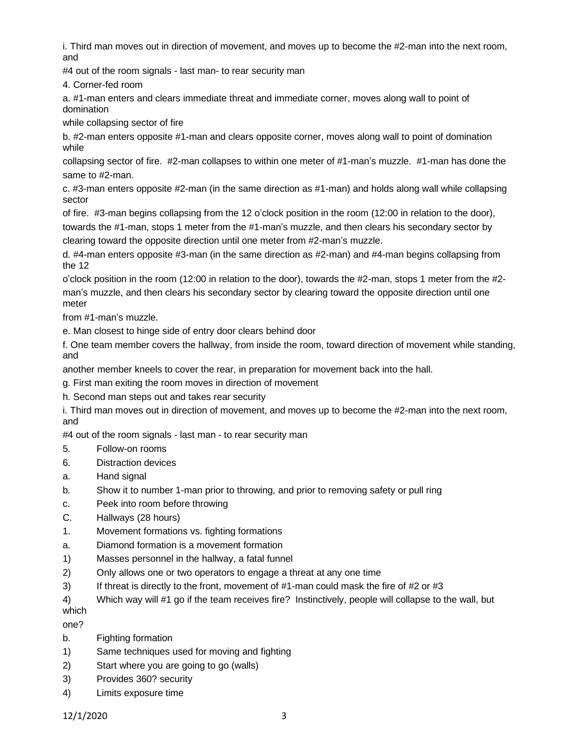i. Third man moves out in direction of movement, and moves up to become the #2-man into the next room, and
#4 out of the room signals - last man- to rear security man

4. Corner-fed room

a. #1-man enters and clears immediate threat and immediate corner, moves along wall to point of domination while collapsing sector of fire

b. #2-man enters opposite #1-man and clears opposite corner, moves along wall to point of domination while collapsing sector of fire. #2-man collapses to within one meter of #1-man's muzzle. #1-man has done the same to #2-man.

c. #3-man enters opposite #2-man (in the same direction as #1-man) and holds along wall while collapsing sector of fire. #3-man begins collapsing from the 12 o'clock position in the room (12:00 in relation to the door), towards the #1-man, stops 1 meter from the #1-man's muzzle, and then clears his secondary sector by clearing toward the opposite direction until one meter from #2-man's muzzle.

d. #4-man enters opposite #3-man (in the same direction as #2-man) and #4-man begins collapsing from the 12 o'clock position in the room (12:00 in relation to the door), towards the #2-man, stops 1 meter from the #2-man's muzzle, and then clears his secondary sector by clearing toward the opposite direction until one meter from #1-man's muzzle.

e. Man closest to hinge side of entry door clears behind door

f. One team member covers the hallway, from inside the room, toward direction of movement while standing, and another member kneels to cover the rear, in preparation for movement back into the hall.

g. First man exiting the room moves in direction of movement

h. Second man steps out and takes rear security

i. Third man moves out in direction of movement, and moves up to become the #2-man into the next room, and
#4 out of the room signals - last man - to rear security man

5. Follow-on rooms

6. Distraction devices

a. Hand signal

b. Show it to number 1-man prior to throwing, and prior to removing safety or pull ring

c. Peek into room before throwing

C. Hallways (28 hours)

1. Movement formations vs. fighting formations

a. Diamond formation is a movement formation

1) Masses personnel in the hallway, a fatal funnel

2) Only allows one or two operators to engage a threat at any one time

3) If threat is directly to the front, movement of #1-man could mask the fire of #2 or #3

4) Which way will #1 go if the team receives fire? Instinctively, people will collapse to the wall, but which one?

b. Fighting formation

1) Same techniques used for moving and fighting

2) Start where you are going to go (walls)

3) Provides 360? security

4) Limits exposure time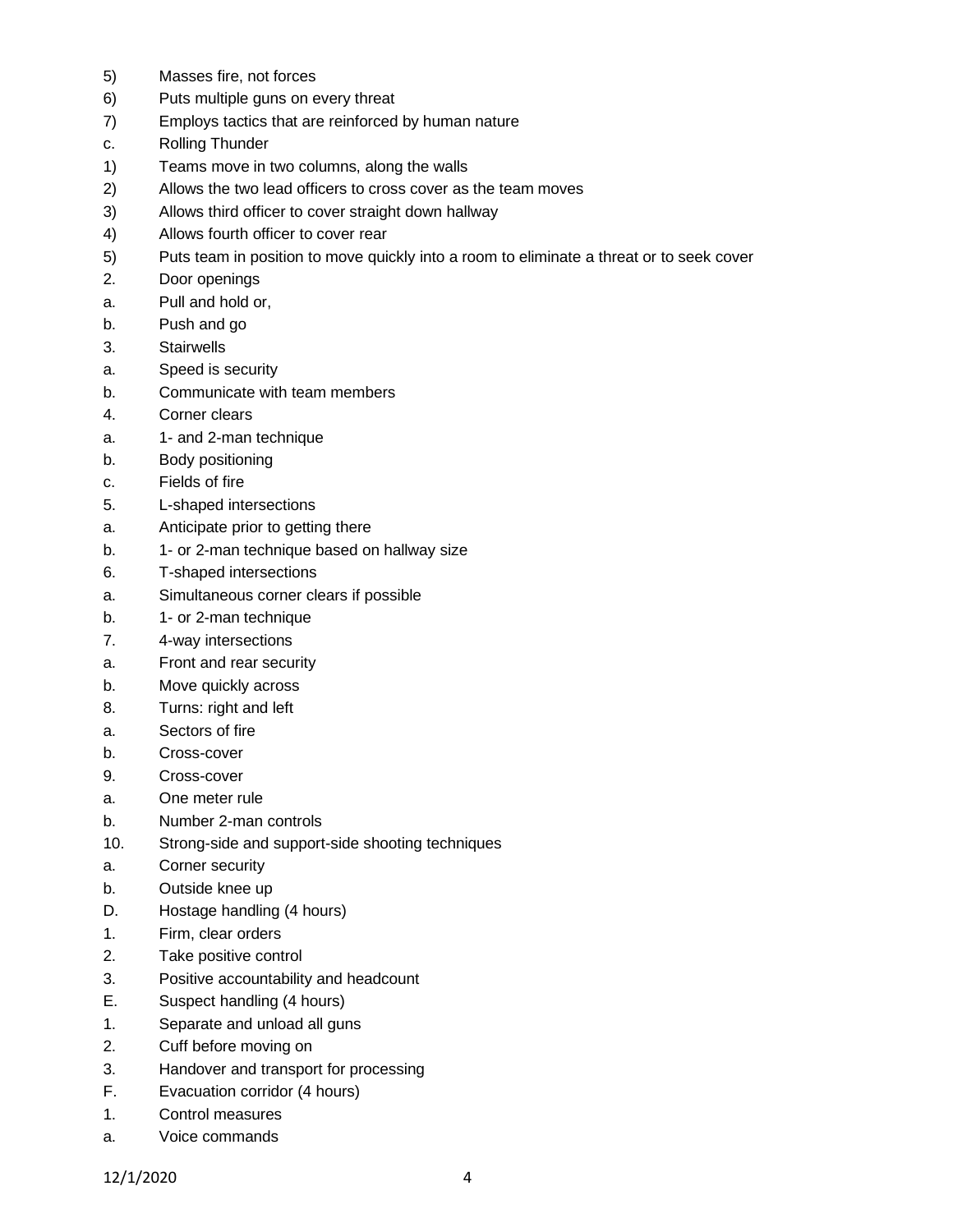5) Masses fire, not forces
6) Puts multiple guns on every threat
7) Employs tactics that are reinforced by human nature
c. Rolling Thunder
1) Teams move in two columns, along the walls
2) Allows the two lead officers to cross cover as the team moves
3) Allows third officer to cover straight down hallway
4) Allows fourth officer to cover rear
5) Puts team in position to move quickly into a room to eliminate a threat or to seek cover
2. Door openings
a. Pull and hold or,
b. Push and go
3. Stairwells
a. Speed is security
b. Communicate with team members
4. Corner clears
a. 1- and 2-man technique
b. Body positioning
c. Fields of fire
5. L-shaped intersections
a. Anticipate prior to getting there
b. 1- or 2-man technique based on hallway size
6. T-shaped intersections
a. Simultaneous corner clears if possible
b. 1- or 2-man technique
7. 4-way intersections
a. Front and rear security
b. Move quickly across
8. Turns: right and left
a. Sectors of fire
b. Cross-cover
9. Cross-cover
a. One meter rule
b. Number 2-man controls
10. Strong-side and support-side shooting techniques
a. Corner security
b. Outside knee up
D. Hostage handling (4 hours)
1. Firm, clear orders
2. Take positive control
3. Positive accountability and headcount
E. Suspect handling (4 hours)
1. Separate and unload all guns
2. Cuff before moving on
3. Handover and transport for processing
F. Evacuation corridor (4 hours)
1. Control measures
a. Voice commands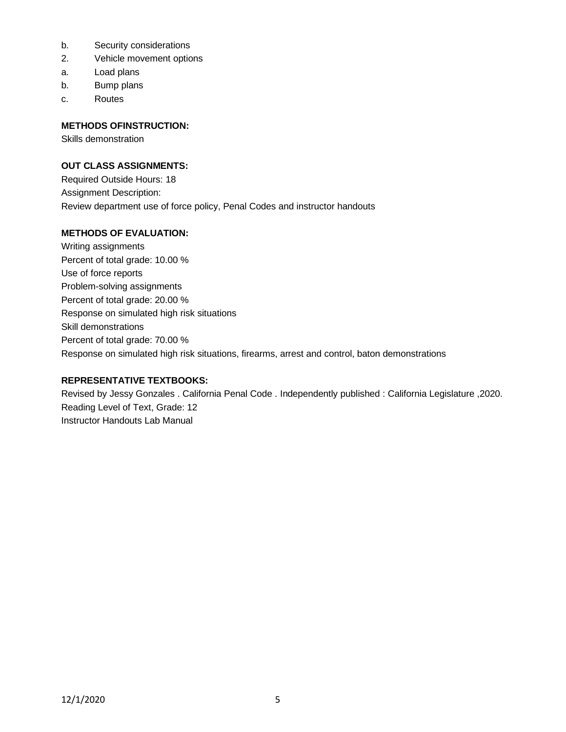b. Security considerations

2. Vehicle movement options

a. Load plans

b. Bump plans

c. Routes

**METHODS OFINSTRUCTION:**

Skills demonstration

**OUT CLASS ASSIGNMENTS:**

Required Outside Hours: 18

Assignment Description:

Review department use of force policy, Penal Codes and instructor handouts

**METHODS OF EVALUATION:**

Writing assignments

Percent of total grade: 10.00 %

Use of force reports

Problem-solving assignments

Percent of total grade: 20.00 %

Response on simulated high risk situations

Skill demonstrations

Percent of total grade: 70.00 %

Response on simulated high risk situations, firearms, arrest and control, baton demonstrations

**REPRESENTATIVE TEXTBOOKS:**

Revised by Jessy Gonzales . California Penal Code . Independently published : California Legislature ,2020.

Reading Level of Text, Grade: 12

Instructor Handouts Lab Manual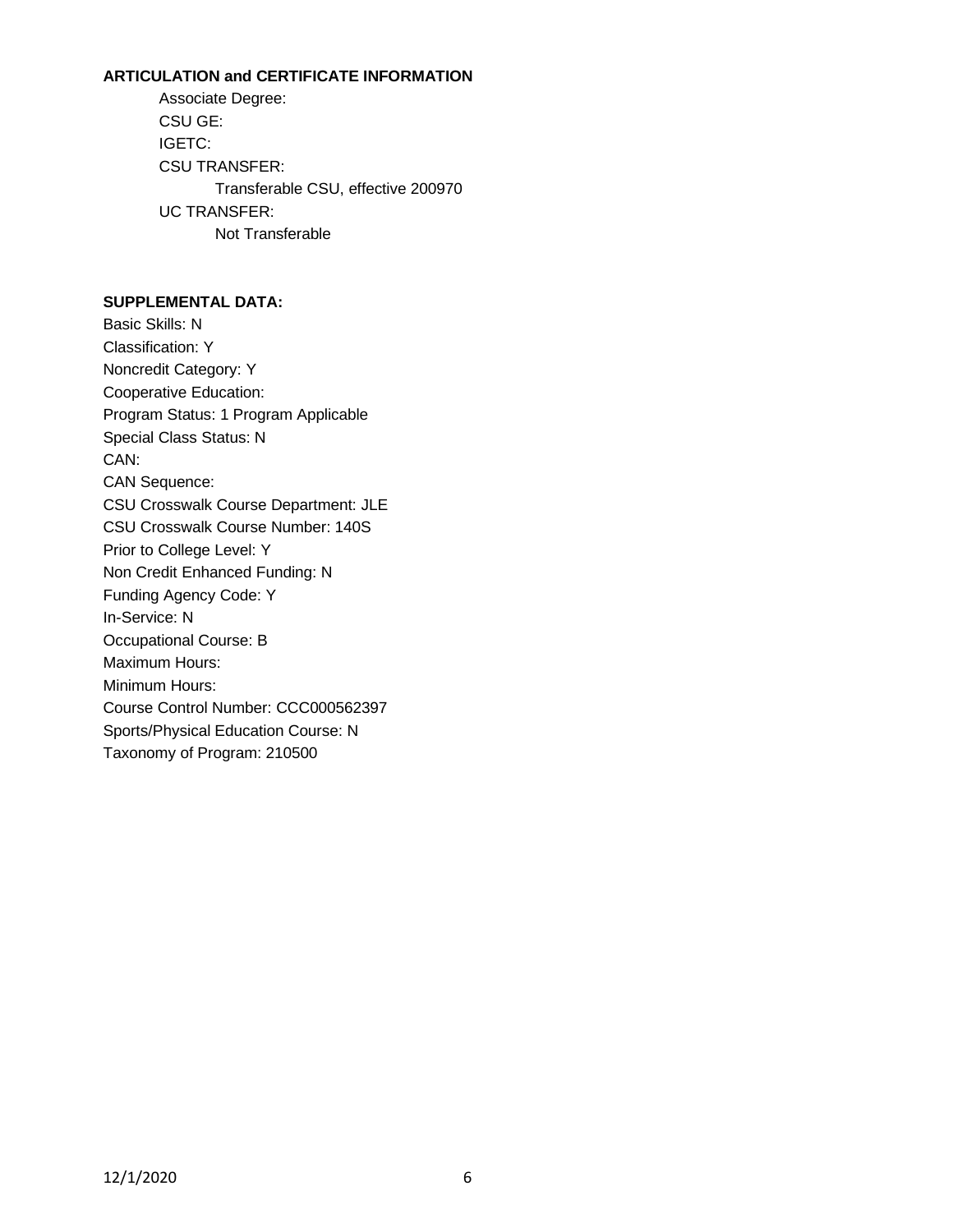**ARTICULATION and CERTIFICATE INFORMATION**

Associate Degree:

CSU GE:

IGETC:

CSU TRANSFER:

Transferable CSU, effective 200970

UC TRANSFER:

Not Transferable

**SUPPLEMENTAL DATA:**

Basic Skills: N

Classification: Y

Noncredit Category: Y

Cooperative Education:

Program Status: 1 Program Applicable

Special Class Status: N

CAN:

CAN Sequence:

CSU Crosswalk Course Department: JLE

CSU Crosswalk Course Number: 140S

Prior to College Level: Y

Non Credit Enhanced Funding: N

Funding Agency Code: Y

In-Service: N

Occupational Course: B

Maximum Hours:

Minimum Hours:

Course Control Number: CCC000562397

Sports/Physical Education Course: N

Taxonomy of Program: 210500